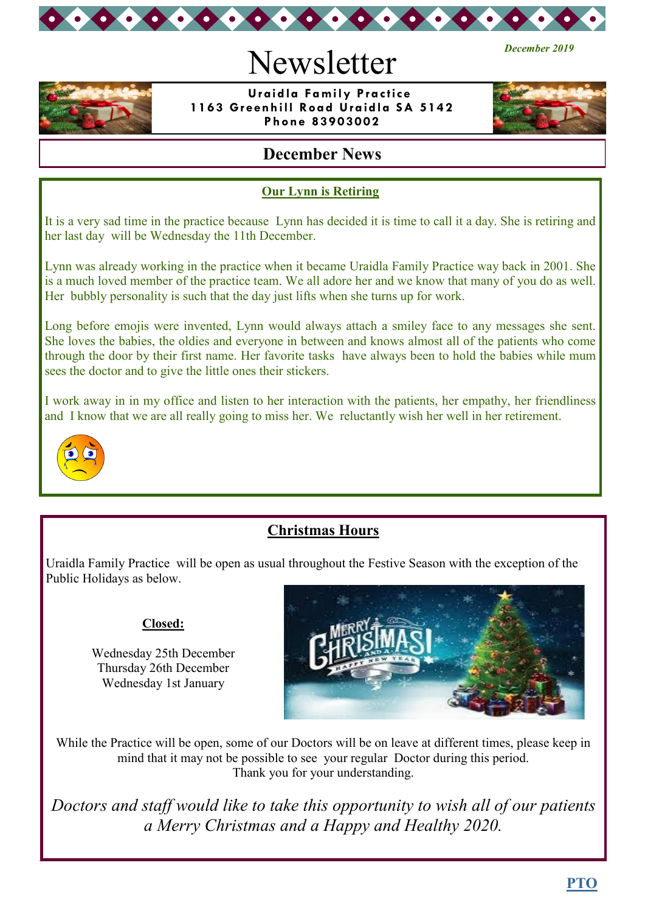December 2019

# Newsletter

**Uraidla Family Practice**
**1163 Greenhill Road Uraidla SA 5142**
**Phone 83903002**

## December News

### Our Lynn is Retiring

It is a very sad time in the practice because Lynn has decided it is time to call it a day. She is retiring and her last day will be Wednesday the 11th December.

Lynn was already working in the practice when it became Uraidla Family Practice way back in 2001. She is a much loved member of the practice team. We all adore her and we know that many of you do as well. Her bubbly personality is such that the day just lifts when she turns up for work.

Long before emojis were invented, Lynn would always attach a smiley face to any messages she sent. She loves the babies, the oldies and everyone in between and knows almost all of the patients who come through the door by their first name. Her favorite tasks have always been to hold the babies while mum sees the doctor and to give the little ones their stickers.

I work away in in my office and listen to her interaction with the patients, her empathy, her friendliness and I know that we are all really going to miss her. We reluctantly wish her well in her retirement.

### Christmas Hours

Uraidla Family Practice will be open as usual throughout the Festive Season with the exception of the Public Holidays as below.

**Closed:**

Wednesday 25th December
Thursday 26th December
Wednesday 1st January

While the Practice will be open, some of our Doctors will be on leave at different times, please keep in mind that it may not be possible to see your regular Doctor during this period.
Thank you for your understanding.

*Doctors and staff would like to take this opportunity to wish all of our patients a Merry Christmas and a Happy and Healthy 2020.*

**PTO**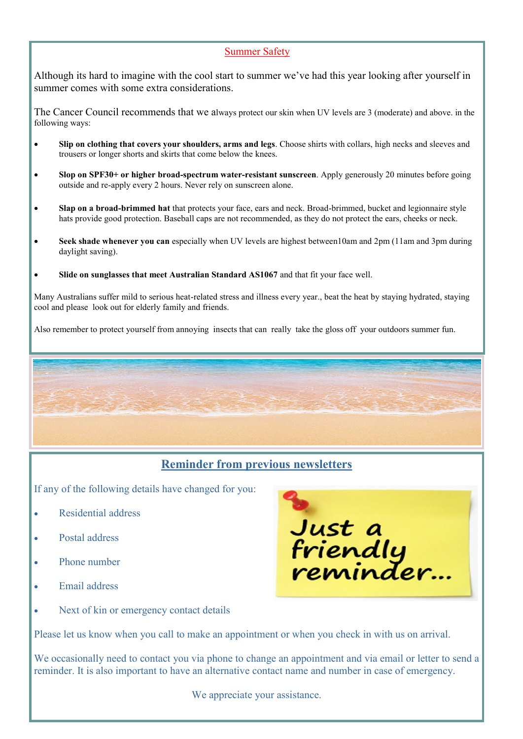## Summer Safety

Although its hard to imagine with the cool start to summer we've had this year looking after yourself in summer comes with some extra considerations.

The Cancer Council recommends that we always protect our skin when UV levels are 3 (moderate) and above. in the following ways:

- **Slip on clothing that covers your shoulders, arms and legs**. Choose shirts with collars, high necks and sleeves and trousers or longer shorts and skirts that come below the knees.
- **Slop on SPF30+ or higher broad-spectrum water-resistant sunscreen**. Apply generously 20 minutes before going outside and re-apply every 2 hours. Never rely on sunscreen alone.
- **Slap on a broad-brimmed hat** that protects your face, ears and neck. Broad-brimmed, bucket and legionnaire style hats provide good protection. Baseball caps are not recommended, as they do not protect the ears, cheeks or neck.
- **Seek shade whenever you can** especially when UV levels are highest between10am and 2pm (11am and 3pm during daylight saving).
- **Slide on sunglasses that meet Australian Standard AS1067** and that fit your face well.

Many Australians suffer mild to serious heat-related stress and illness every year., beat the heat by staying hydrated, staying cool and please look out for elderly family and friends.

Also remember to protect yourself from annoying insects that can really take the gloss off your outdoors summer fun.

## Reminder from previous newsletters

If any of the following details have changed for you:

- Residential address
- Postal address
- Phone number
- Email address
- Next of kin or emergency contact details

Just a friendly reminder...

Please let us know when you call to make an appointment or when you check in with us on arrival.

We occasionally need to contact you via phone to change an appointment and via email or letter to send a reminder. It is also important to have an alternative contact name and number in case of emergency.

We appreciate your assistance.